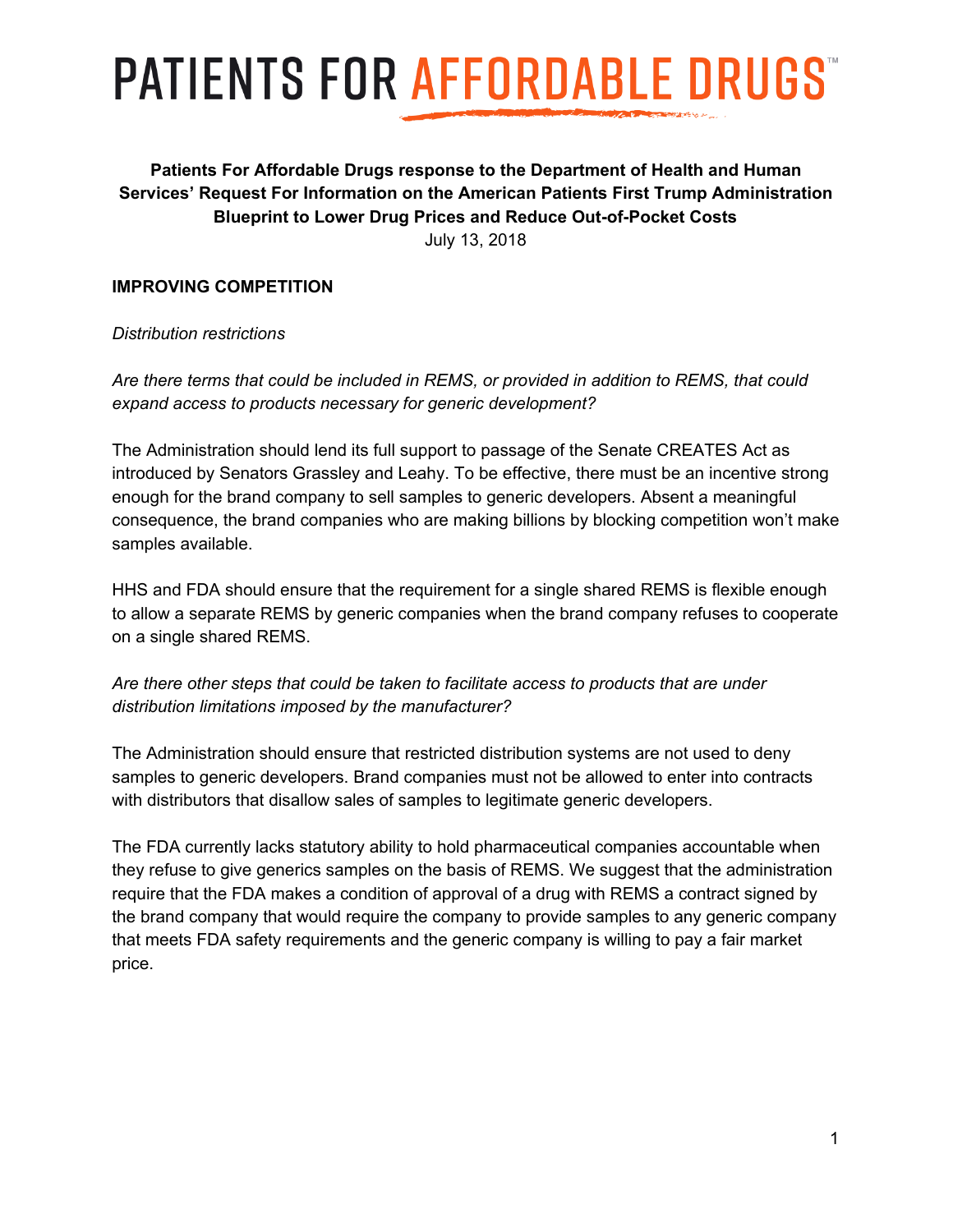# PATIENTS FOR AFFORDABLE DRUGS™

**Patients For Affordable Drugs response to the Department of Health and Human Services' Request For Information on the American Patients First Trump Administration Blueprint to Lower Drug Prices and Reduce Out-of-Pocket Costs**

July 13, 2018

## IMPROVING COMPETITION

*Distribution restrictions*

*Are there terms that could be included in REMS, or provided in addition to REMS, that could expand access to products necessary for generic development?*

The Administration should lend its full support to passage of the Senate CREATES Act as introduced by Senators Grassley and Leahy. To be effective, there must be an incentive strong enough for the brand company to sell samples to generic developers. Absent a meaningful consequence, the brand companies who are making billions by blocking competition won't make samples available.

HHS and FDA should ensure that the requirement for a single shared REMS is flexible enough to allow a separate REMS by generic companies when the brand company refuses to cooperate on a single shared REMS.

*Are there other steps that could be taken to facilitate access to products that are under distribution limitations imposed by the manufacturer?*

The Administration should ensure that restricted distribution systems are not used to deny samples to generic developers. Brand companies must not be allowed to enter into contracts with distributors that disallow sales of samples to legitimate generic developers.

The FDA currently lacks statutory ability to hold pharmaceutical companies accountable when they refuse to give generics samples on the basis of REMS. We suggest that the administration require that the FDA makes a condition of approval of a drug with REMS a contract signed by the brand company that would require the company to provide samples to any generic company that meets FDA safety requirements and the generic company is willing to pay a fair market price.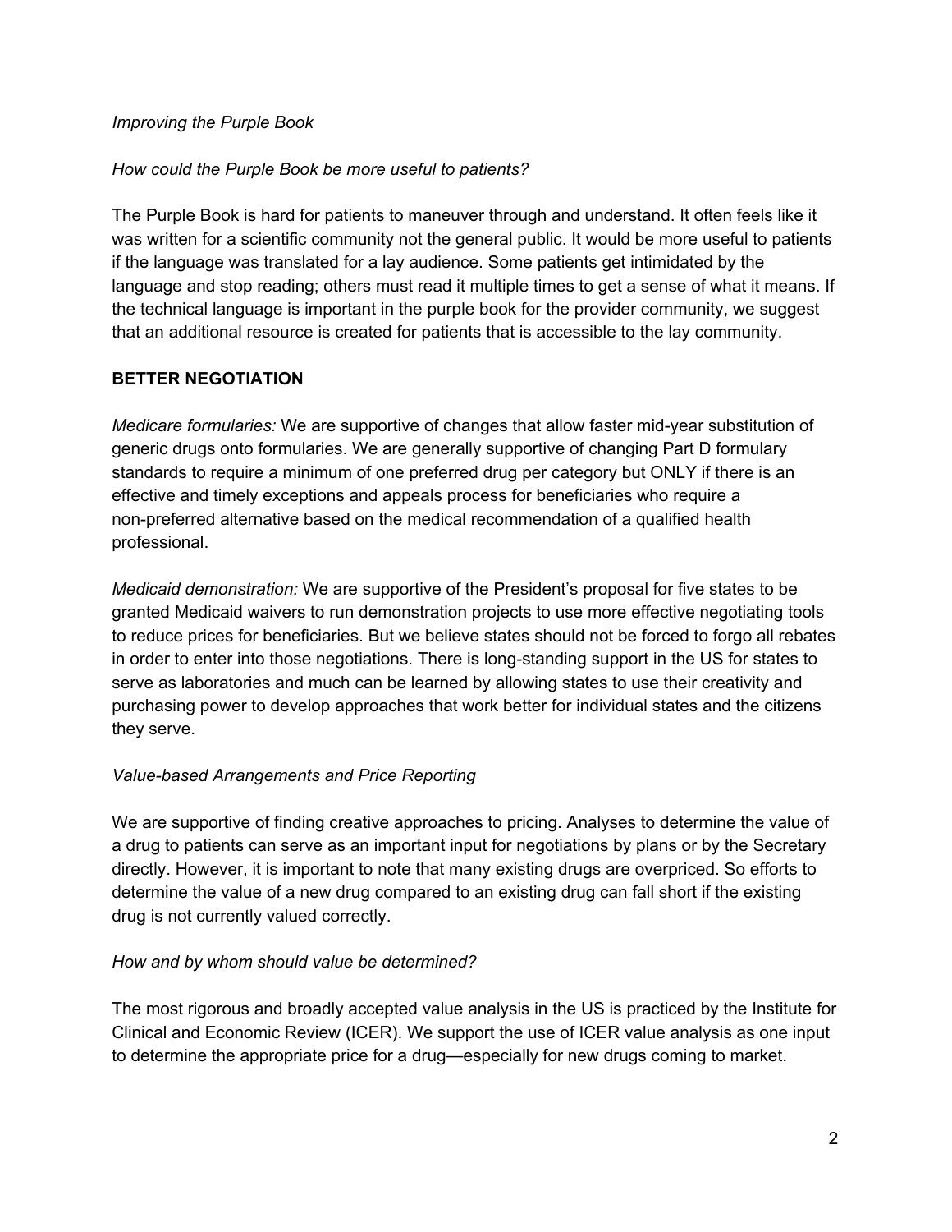*Improving the Purple Book*

*How could the Purple Book be more useful to patients?*

The Purple Book is hard for patients to maneuver through and understand. It often feels like it was written for a scientific community not the general public. It would be more useful to patients if the language was translated for a lay audience. Some patients get intimidated by the language and stop reading; others must read it multiple times to get a sense of what it means. If the technical language is important in the purple book for the provider community, we suggest that an additional resource is created for patients that is accessible to the lay community.

**BETTER NEGOTIATION**

*Medicare formularies:* We are supportive of changes that allow faster mid-year substitution of generic drugs onto formularies. We are generally supportive of changing Part D formulary standards to require a minimum of one preferred drug per category but ONLY if there is an effective and timely exceptions and appeals process for beneficiaries who require a non-preferred alternative based on the medical recommendation of a qualified health professional.

*Medicaid demonstration:* We are supportive of the President's proposal for five states to be granted Medicaid waivers to run demonstration projects to use more effective negotiating tools to reduce prices for beneficiaries. But we believe states should not be forced to forgo all rebates in order to enter into those negotiations. There is long-standing support in the US for states to serve as laboratories and much can be learned by allowing states to use their creativity and purchasing power to develop approaches that work better for individual states and the citizens they serve.

*Value-based Arrangements and Price Reporting*

We are supportive of finding creative approaches to pricing. Analyses to determine the value of a drug to patients can serve as an important input for negotiations by plans or by the Secretary directly. However, it is important to note that many existing drugs are overpriced. So efforts to determine the value of a new drug compared to an existing drug can fall short if the existing drug is not currently valued correctly.

*How and by whom should value be determined?*

The most rigorous and broadly accepted value analysis in the US is practiced by the Institute for Clinical and Economic Review (ICER). We support the use of ICER value analysis as one input to determine the appropriate price for a drug—especially for new drugs coming to market.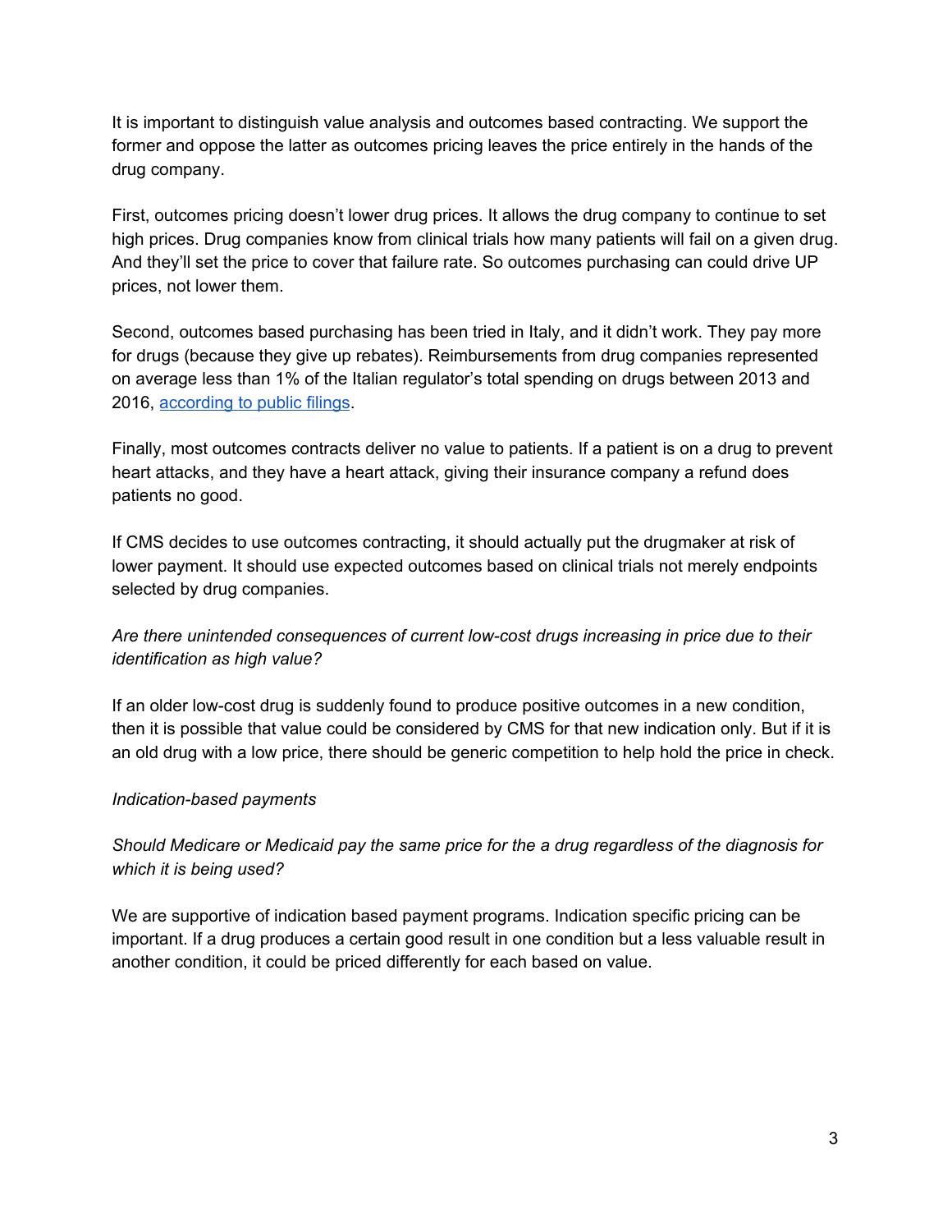It is important to distinguish value analysis and outcomes based contracting. We support the former and oppose the latter as outcomes pricing leaves the price entirely in the hands of the drug company.

First, outcomes pricing doesn't lower drug prices. It allows the drug company to continue to set high prices. Drug companies know from clinical trials how many patients will fail on a given drug. And they'll set the price to cover that failure rate. So outcomes purchasing can could drive UP prices, not lower them.

Second, outcomes based purchasing has been tried in Italy, and it didn't work. They pay more for drugs (because they give up rebates). Reimbursements from drug companies represented on average less than 1% of the Italian regulator's total spending on drugs between 2013 and 2016, according to public filings.

Finally, most outcomes contracts deliver no value to patients. If a patient is on a drug to prevent heart attacks, and they have a heart attack, giving their insurance company a refund does patients no good.

If CMS decides to use outcomes contracting, it should actually put the drugmaker at risk of lower payment. It should use expected outcomes based on clinical trials not merely endpoints selected by drug companies.

*Are there unintended consequences of current low-cost drugs increasing in price due to their identification as high value?*

If an older low-cost drug is suddenly found to produce positive outcomes in a new condition, then it is possible that value could be considered by CMS for that new indication only. But if it is an old drug with a low price, there should be generic competition to help hold the price in check.

*Indication-based payments*

*Should Medicare or Medicaid pay the same price for the a drug regardless of the diagnosis for which it is being used?*

We are supportive of indication based payment programs. Indication specific pricing can be important. If a drug produces a certain good result in one condition but a less valuable result in another condition, it could be priced differently for each based on value.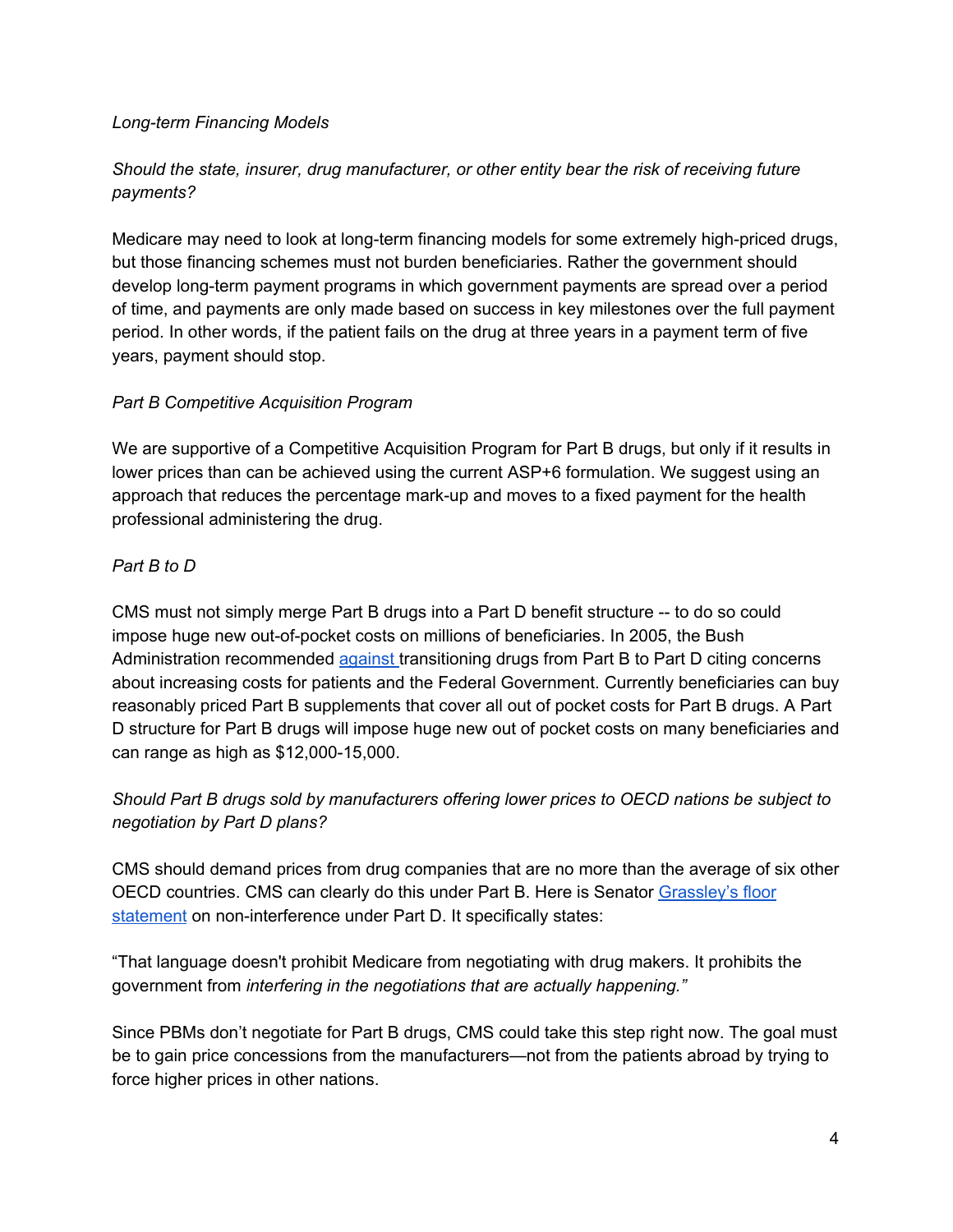*Long-term Financing Models*

*Should the state, insurer, drug manufacturer, or other entity bear the risk of receiving future payments?*

Medicare may need to look at long-term financing models for some extremely high-priced drugs, but those financing schemes must not burden beneficiaries. Rather the government should develop long-term payment programs in which government payments are spread over a period of time, and payments are only made based on success in key milestones over the full payment period. In other words, if the patient fails on the drug at three years in a payment term of five years, payment should stop.

*Part B Competitive Acquisition Program*

We are supportive of a Competitive Acquisition Program for Part B drugs, but only if it results in lower prices than can be achieved using the current ASP+6 formulation. We suggest using an approach that reduces the percentage mark-up and moves to a fixed payment for the health professional administering the drug.

*Part B to D*

CMS must not simply merge Part B drugs into a Part D benefit structure -- to do so could impose huge new out-of-pocket costs on millions of beneficiaries. In 2005, the Bush Administration recommended against transitioning drugs from Part B to Part D citing concerns about increasing costs for patients and the Federal Government. Currently beneficiaries can buy reasonably priced Part B supplements that cover all out of pocket costs for Part B drugs. A Part D structure for Part B drugs will impose huge new out of pocket costs on many beneficiaries and can range as high as $12,000-15,000.

*Should Part B drugs sold by manufacturers offering lower prices to OECD nations be subject to negotiation by Part D plans?*

CMS should demand prices from drug companies that are no more than the average of six other OECD countries. CMS can clearly do this under Part B. Here is Senator Grassley's floor statement on non-interference under Part D. It specifically states:

"That language doesn't prohibit Medicare from negotiating with drug makers. It prohibits the government from *interfering in the negotiations that are actually happening."*

Since PBMs don't negotiate for Part B drugs, CMS could take this step right now. The goal must be to gain price concessions from the manufacturers—not from the patients abroad by trying to force higher prices in other nations.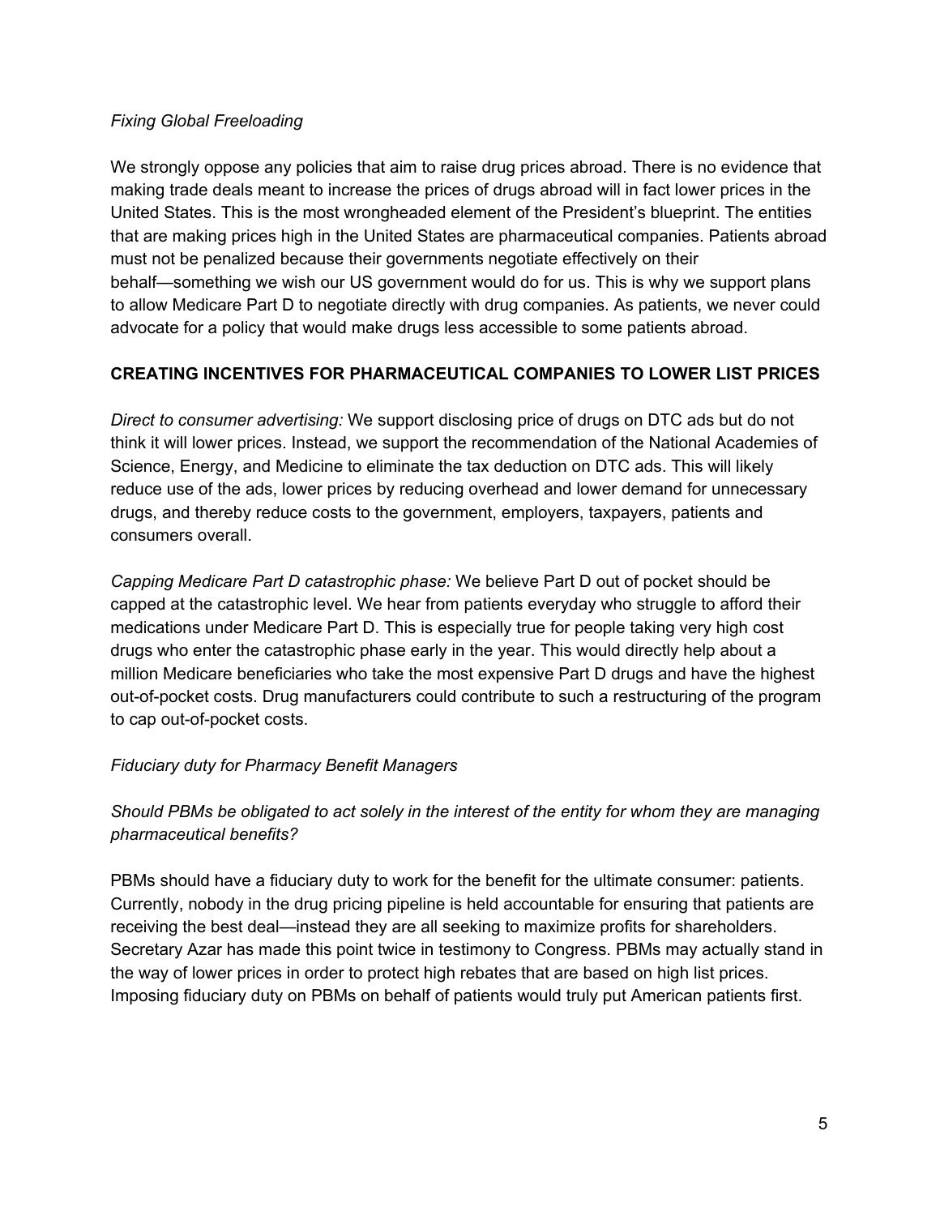*Fixing Global Freeloading*

We strongly oppose any policies that aim to raise drug prices abroad. There is no evidence that making trade deals meant to increase the prices of drugs abroad will in fact lower prices in the United States. This is the most wrongheaded element of the President's blueprint. The entities that are making prices high in the United States are pharmaceutical companies. Patients abroad must not be penalized because their governments negotiate effectively on their behalf—something we wish our US government would do for us. This is why we support plans to allow Medicare Part D to negotiate directly with drug companies. As patients, we never could advocate for a policy that would make drugs less accessible to some patients abroad.

**CREATING INCENTIVES FOR PHARMACEUTICAL COMPANIES TO LOWER LIST PRICES**

*Direct to consumer advertising:* We support disclosing price of drugs on DTC ads but do not think it will lower prices. Instead, we support the recommendation of the National Academies of Science, Energy, and Medicine to eliminate the tax deduction on DTC ads. This will likely reduce use of the ads, lower prices by reducing overhead and lower demand for unnecessary drugs, and thereby reduce costs to the government, employers, taxpayers, patients and consumers overall.

*Capping Medicare Part D catastrophic phase:* We believe Part D out of pocket should be capped at the catastrophic level. We hear from patients everyday who struggle to afford their medications under Medicare Part D. This is especially true for people taking very high cost drugs who enter the catastrophic phase early in the year. This would directly help about a million Medicare beneficiaries who take the most expensive Part D drugs and have the highest out-of-pocket costs. Drug manufacturers could contribute to such a restructuring of the program to cap out-of-pocket costs.

*Fiduciary duty for Pharmacy Benefit Managers*

*Should PBMs be obligated to act solely in the interest of the entity for whom they are managing pharmaceutical benefits?*

PBMs should have a fiduciary duty to work for the benefit for the ultimate consumer: patients. Currently, nobody in the drug pricing pipeline is held accountable for ensuring that patients are receiving the best deal—instead they are all seeking to maximize profits for shareholders. Secretary Azar has made this point twice in testimony to Congress. PBMs may actually stand in the way of lower prices in order to protect high rebates that are based on high list prices. Imposing fiduciary duty on PBMs on behalf of patients would truly put American patients first.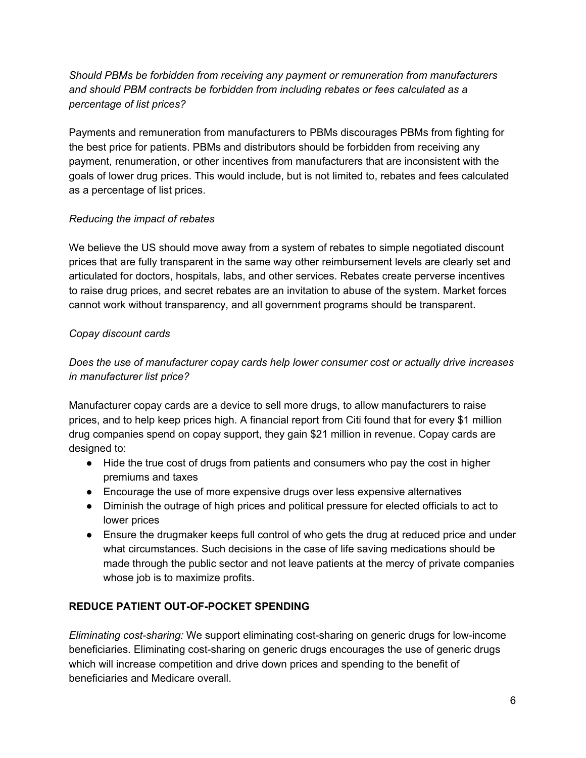*Should PBMs be forbidden from receiving any payment or remuneration from manufacturers and should PBM contracts be forbidden from including rebates or fees calculated as a percentage of list prices?*

Payments and remuneration from manufacturers to PBMs discourages PBMs from fighting for the best price for patients. PBMs and distributors should be forbidden from receiving any payment, renumeration, or other incentives from manufacturers that are inconsistent with the goals of lower drug prices. This would include, but is not limited to, rebates and fees calculated as a percentage of list prices.

*Reducing the impact of rebates*

We believe the US should move away from a system of rebates to simple negotiated discount prices that are fully transparent in the same way other reimbursement levels are clearly set and articulated for doctors, hospitals, labs, and other services. Rebates create perverse incentives to raise drug prices, and secret rebates are an invitation to abuse of the system. Market forces cannot work without transparency, and all government programs should be transparent.

*Copay discount cards*

*Does the use of manufacturer copay cards help lower consumer cost or actually drive increases in manufacturer list price?*

Manufacturer copay cards are a device to sell more drugs, to allow manufacturers to raise prices, and to help keep prices high. A financial report from Citi found that for every $1 million drug companies spend on copay support, they gain $21 million in revenue. Copay cards are designed to:

- Hide the true cost of drugs from patients and consumers who pay the cost in higher premiums and taxes
- Encourage the use of more expensive drugs over less expensive alternatives
- Diminish the outrage of high prices and political pressure for elected officials to act to lower prices
- Ensure the drugmaker keeps full control of who gets the drug at reduced price and under what circumstances. Such decisions in the case of life saving medications should be made through the public sector and not leave patients at the mercy of private companies whose job is to maximize profits.

**REDUCE PATIENT OUT-OF-POCKET SPENDING**

*Eliminating cost-sharing:* We support eliminating cost-sharing on generic drugs for low-income beneficiaries. Eliminating cost-sharing on generic drugs encourages the use of generic drugs which will increase competition and drive down prices and spending to the benefit of beneficiaries and Medicare overall.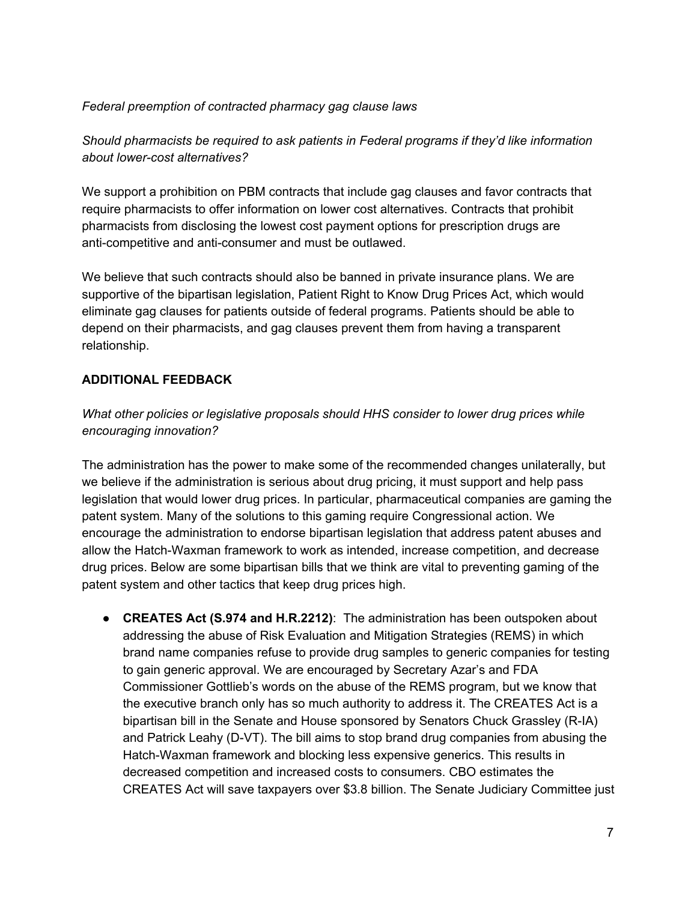*Federal preemption of contracted pharmacy gag clause laws*

*Should pharmacists be required to ask patients in Federal programs if they'd like information about lower-cost alternatives?*

We support a prohibition on PBM contracts that include gag clauses and favor contracts that require pharmacists to offer information on lower cost alternatives. Contracts that prohibit pharmacists from disclosing the lowest cost payment options for prescription drugs are anti-competitive and anti-consumer and must be outlawed.

We believe that such contracts should also be banned in private insurance plans. We are supportive of the bipartisan legislation, Patient Right to Know Drug Prices Act, which would eliminate gag clauses for patients outside of federal programs. Patients should be able to depend on their pharmacists, and gag clauses prevent them from having a transparent relationship.

**ADDITIONAL FEEDBACK**

*What other policies or legislative proposals should HHS consider to lower drug prices while encouraging innovation?*

The administration has the power to make some of the recommended changes unilaterally, but we believe if the administration is serious about drug pricing, it must support and help pass legislation that would lower drug prices. In particular, pharmaceutical companies are gaming the patent system. Many of the solutions to this gaming require Congressional action. We encourage the administration to endorse bipartisan legislation that address patent abuses and allow the Hatch-Waxman framework to work as intended, increase competition, and decrease drug prices. Below are some bipartisan bills that we think are vital to preventing gaming of the patent system and other tactics that keep drug prices high.

- **CREATES Act (S.974 and H.R.2212)**: The administration has been outspoken about addressing the abuse of Risk Evaluation and Mitigation Strategies (REMS) in which brand name companies refuse to provide drug samples to generic companies for testing to gain generic approval. We are encouraged by Secretary Azar's and FDA Commissioner Gottlieb's words on the abuse of the REMS program, but we know that the executive branch only has so much authority to address it. The CREATES Act is a bipartisan bill in the Senate and House sponsored by Senators Chuck Grassley (R-IA) and Patrick Leahy (D-VT). The bill aims to stop brand drug companies from abusing the Hatch-Waxman framework and blocking less expensive generics. This results in decreased competition and increased costs to consumers. CBO estimates the CREATES Act will save taxpayers over $3.8 billion. The Senate Judiciary Committee just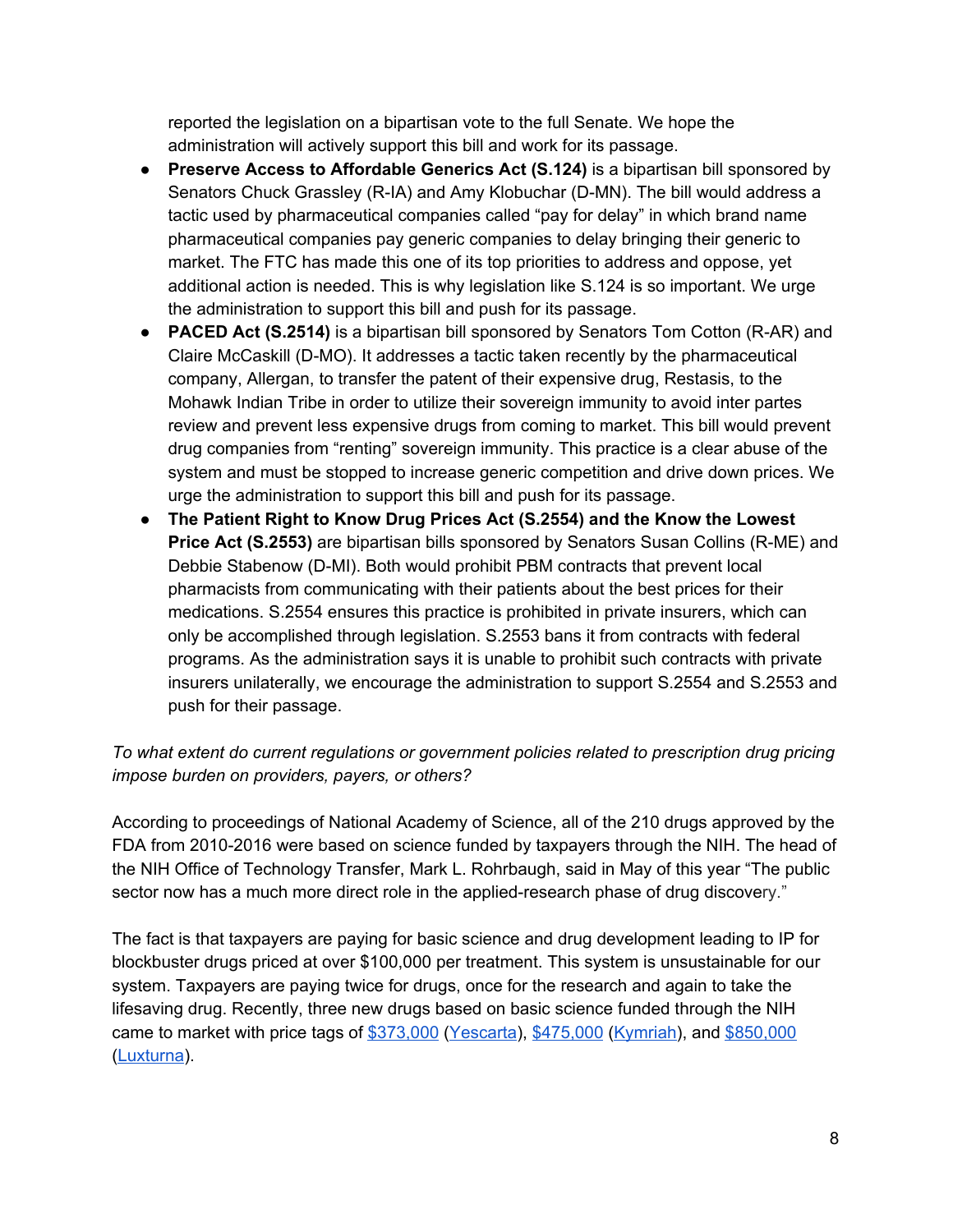reported the legislation on a bipartisan vote to the full Senate. We hope the administration will actively support this bill and work for its passage.

- **Preserve Access to Affordable Generics Act (S.124)** is a bipartisan bill sponsored by Senators Chuck Grassley (R-IA) and Amy Klobuchar (D-MN). The bill would address a tactic used by pharmaceutical companies called "pay for delay" in which brand name pharmaceutical companies pay generic companies to delay bringing their generic to market. The FTC has made this one of its top priorities to address and oppose, yet additional action is needed. This is why legislation like S.124 is so important. We urge the administration to support this bill and push for its passage.
- **PACED Act (S.2514)** is a bipartisan bill sponsored by Senators Tom Cotton (R-AR) and Claire McCaskill (D-MO). It addresses a tactic taken recently by the pharmaceutical company, Allergan, to transfer the patent of their expensive drug, Restasis, to the Mohawk Indian Tribe in order to utilize their sovereign immunity to avoid inter partes review and prevent less expensive drugs from coming to market. This bill would prevent drug companies from "renting" sovereign immunity. This practice is a clear abuse of the system and must be stopped to increase generic competition and drive down prices. We urge the administration to support this bill and push for its passage.
- **The Patient Right to Know Drug Prices Act (S.2554) and the Know the Lowest Price Act (S.2553)** are bipartisan bills sponsored by Senators Susan Collins (R-ME) and Debbie Stabenow (D-MI). Both would prohibit PBM contracts that prevent local pharmacists from communicating with their patients about the best prices for their medications. S.2554 ensures this practice is prohibited in private insurers, which can only be accomplished through legislation. S.2553 bans it from contracts with federal programs. As the administration says it is unable to prohibit such contracts with private insurers unilaterally, we encourage the administration to support S.2554 and S.2553 and push for their passage.

*To what extent do current regulations or government policies related to prescription drug pricing impose burden on providers, payers, or others?*

According to proceedings of National Academy of Science, all of the 210 drugs approved by the FDA from 2010-2016 were based on science funded by taxpayers through the NIH. The head of the NIH Office of Technology Transfer, Mark L. Rohrbaugh, said in May of this year "The public sector now has a much more direct role in the applied-research phase of drug discovery."

The fact is that taxpayers are paying for basic science and drug development leading to IP for blockbuster drugs priced at over $100,000 per treatment. This system is unsustainable for our system. Taxpayers are paying twice for drugs, once for the research and again to take the lifesaving drug. Recently, three new drugs based on basic science funded through the NIH came to market with price tags of $373,000 (Yescarta), $475,000 (Kymriah), and $850,000 (Luxturna).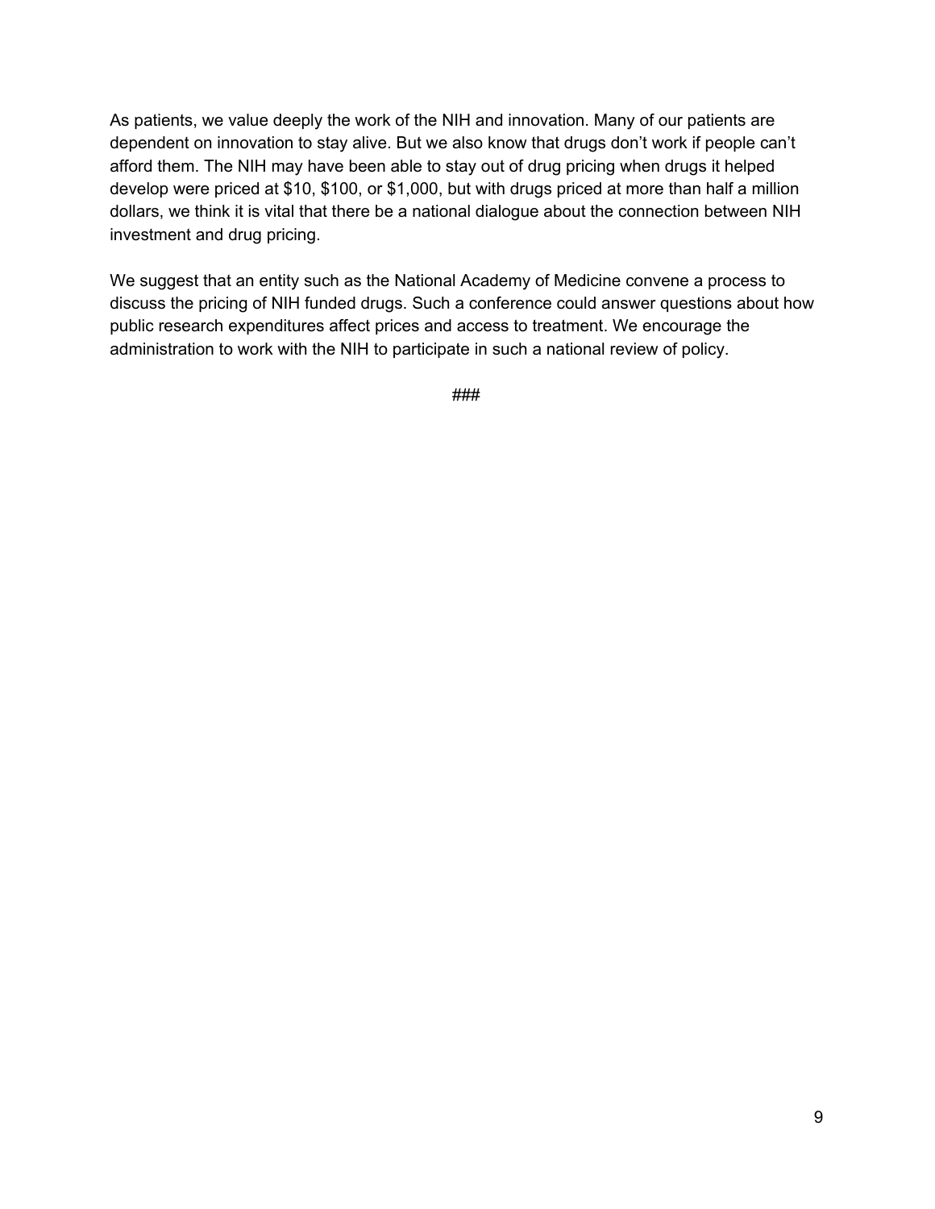As patients, we value deeply the work of the NIH and innovation. Many of our patients are dependent on innovation to stay alive. But we also know that drugs don't work if people can't afford them. The NIH may have been able to stay out of drug pricing when drugs it helped develop were priced at $10, $100, or $1,000, but with drugs priced at more than half a million dollars, we think it is vital that there be a national dialogue about the connection between NIH investment and drug pricing.

We suggest that an entity such as the National Academy of Medicine convene a process to discuss the pricing of NIH funded drugs. Such a conference could answer questions about how public research expenditures affect prices and access to treatment. We encourage the administration to work with the NIH to participate in such a national review of policy.

###